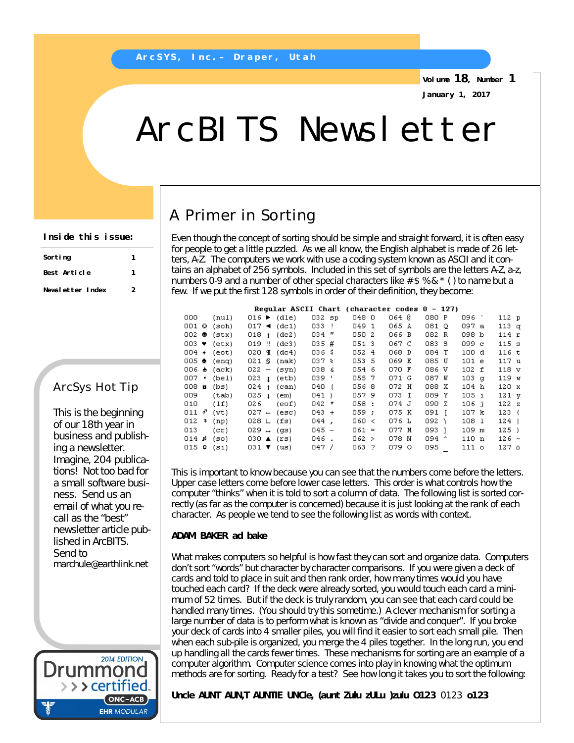ArcSYS, Inc.– Draper, Utah

Volume 18, Number 1

January 1, 2017

# ArcBITS Newsletter

**Inside this issue:**

| | |
|---|---|
| Sorting | 1 |
| Best Article | 1 |
| Newsletter Index | 2 |

## A Primer in Sorting

Even though the concept of sorting should be simple and straight forward, it is often easy for people to get a little puzzled. As we all know, the English alphabet is made of 26 letters, A-Z. The computers we work with use a coding system known as ASCII and it contains an alphabet of 256 symbols. Included in this set of symbols are the letters A-Z, a-z, numbers 0-9 and a number of other special characters like # $ % & * ( ) to name but a few. If we put the first 128 symbols in order of their definition, they become:

**Regular ASCII Chart (character codes 0 – 127)**

| | | | | | | | |
|---|---|---|---|---|---|---|---|
| 000 (nul) | 016 ► (dle) | 032 sp | 048 0 | 064 @ | 080 P | 096 ` | 112 p |
| 001 ☺ (soh) | 017 ◄ (dc1) | 033 ! | 049 1 | 065 A | 081 Q | 097 a | 113 q |
| 002 ☻ (stx) | 018 ↕ (dc2) | 034 " | 050 2 | 066 B | 082 R | 098 b | 114 r |
| 003 ♥ (etx) | 019 ‼ (dc3) | 035 # | 051 3 | 067 C | 083 S | 099 c | 115 s |
| 004 ♦ (eot) | 020 ¶ (dc4) | 036 $ | 052 4 | 068 D | 084 T | 100 d | 116 t |
| 005 ♣ (enq) | 021 § (nak) | 037 % | 053 5 | 069 E | 085 U | 101 e | 117 u |
| 006 ♠ (ack) | 022 ▬ (syn) | 038 & | 054 6 | 070 F | 086 V | 102 f | 118 v |
| 007 • (bel) | 023 ↨ (etb) | 039 ' | 055 7 | 071 G | 087 W | 103 g | 119 w |
| 008 ◘ (bs) | 024 ↑ (can) | 040 ( | 056 8 | 072 H | 088 X | 104 h | 120 x |
| 009 (tab) | 025 ↓ (em) | 041 ) | 057 9 | 073 I | 089 Y | 105 i | 121 y |
| 010 (lf) | 026 (eof) | 042 * | 058 : | 074 J | 090 Z | 106 j | 122 z |
| 011 ♂ (vt) | 027 ← (esc) | 043 + | 059 ; | 075 K | 091 [ | 107 k | 123 { |
| 012 ♀ (np) | 028 ∟ (fs) | 044 , | 060 < | 076 L | 092 \ | 108 l | 124 \| |
| 013 (cr) | 029 ↔ (gs) | 045 - | 061 = | 077 M | 093 ] | 109 m | 125 } |
| 014 ♫ (so) | 030 ▲ (rs) | 046 . | 062 > | 078 N | 094 ^ | 110 n | 126 ~ |
| 015 ☼ (si) | 031 ▼ (us) | 047 / | 063 ? | 079 O | 095 _ | 111 o | 127 ⌂ |

This is important to know because you can see that the numbers come before the letters. Upper case letters come before lower case letters. This order is what controls how the computer "thinks" when it is told to sort a column of data. The following list is sorted correctly (as far as the computer is concerned) because it is just looking at the rank of each character. As people we tend to see the following list as words with context.

**ADAM BAKER ad bake**

What makes computers so helpful is how fast they can sort and organize data. Computers don't sort "words" but character by character comparisons. If you were given a deck of cards and told to place in suit and then rank order, how many times would you have touched each card? If the deck were already sorted, you would touch each card a minimum of 52 times. But if the deck is truly random, you can see that each card could be handled many times. (You should try this sometime.) A clever mechanism for sorting a large number of data is to perform what is known as "divide and conquer". If you broke your deck of cards into 4 smaller piles, you will find it easier to sort each small pile. Then when each sub-pile is organized, you merge the 4 piles together. In the long run, you end up handling all the cards fewer times. These mechanisms for sorting are an example of a computer algorithm. Computer science comes into play in knowing what the optimum methods are for sorting. Ready for a test? See how long it takes you to sort the following:

**Uncle AUNT AUN,T AUNTIE UNCle, (aunt Zulu zULu )zulu O123** 0123 **o123**

### ArcSys Hot Tip

This is the beginning of our 18th year in business and publishing a newsletter. Imagine, 204 publications! Not too bad for a small software business. Send us an email of what you recall as the "best" newsletter article published in ArcBITS. Send to marchule@earthlink.net

2014 EDITION Drummond certified ONC-ACB EHR MODULAR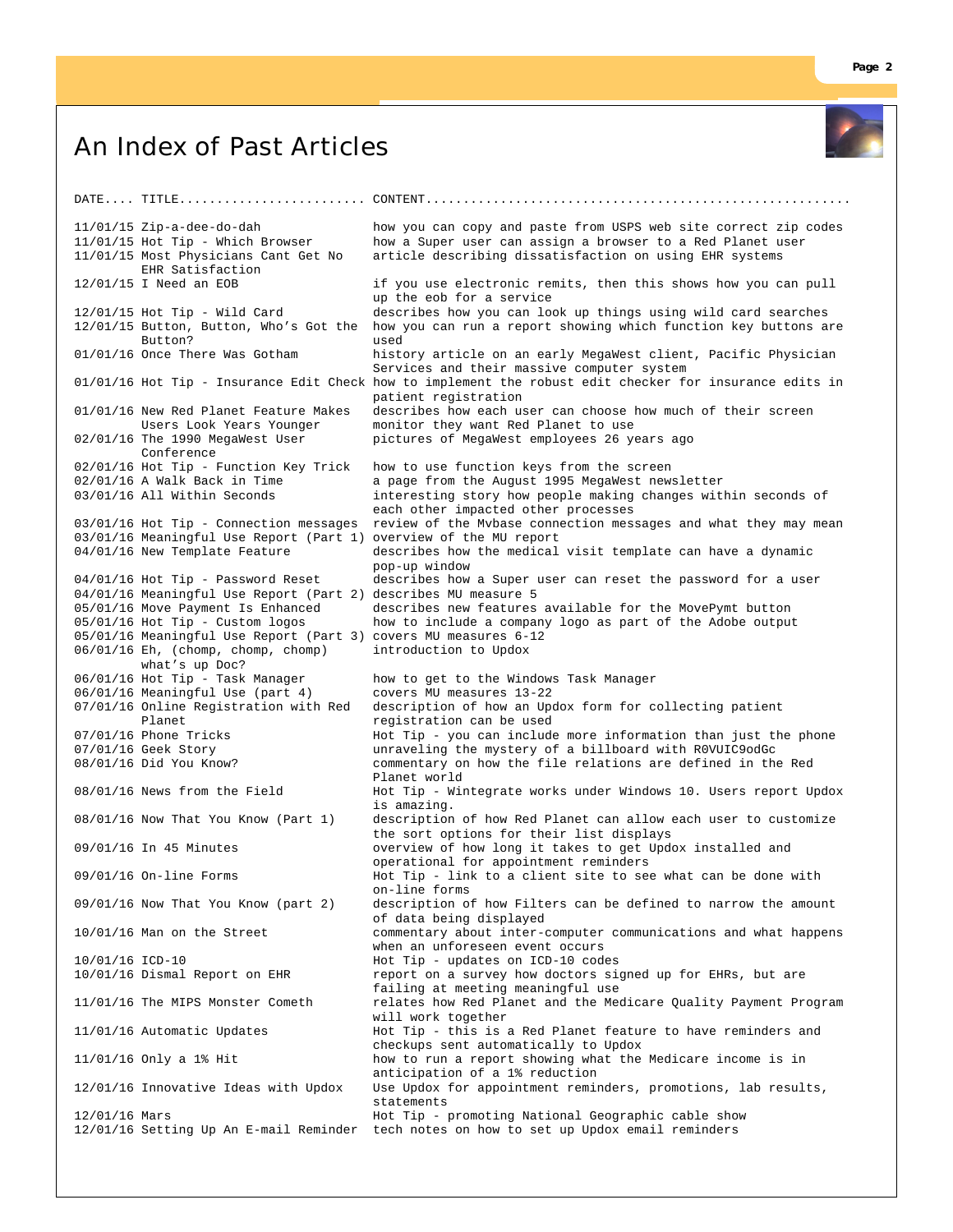# An Index of Past Articles

| DATE.... | TITLE........................ | CONTENT...................................................... |
|---|---|---|
| 11/01/15 | Zip-a-dee-do-dah | how you can copy and paste from USPS web site correct zip codes |
| 11/01/15 | Hot Tip - Which Browser | how a Super user can assign a browser to a Red Planet user |
| 11/01/15 | Most Physicians Cant Get No EHR Satisfaction | article describing dissatisfaction on using EHR systems |
| 12/01/15 | I Need an EOB | if you use electronic remits, then this shows how you can pull up the eob for a service |
| 12/01/15 | Hot Tip - Wild Card | describes how you can look up things using wild card searches |
| 12/01/15 | Button, Button, Who's Got the Button? | how you can run a report showing which function key buttons are used |
| 01/01/16 | Once There Was Gotham | history article on an early MegaWest client, Pacific Physician Services and their massive computer system |
| 01/01/16 | Hot Tip - Insurance Edit Check | how to implement the robust edit checker for insurance edits in patient registration |
| 01/01/16 | New Red Planet Feature Makes Users Look Years Younger | describes how each user can choose how much of their screen monitor they want Red Planet to use |
| 02/01/16 | The 1990 MegaWest User Conference | pictures of MegaWest employees 26 years ago |
| 02/01/16 | Hot Tip - Function Key Trick | how to use function keys from the screen |
| 02/01/16 | A Walk Back in Time | a page from the August 1995 MegaWest newsletter |
| 03/01/16 | All Within Seconds | interesting story how people making changes within seconds of each other impacted other processes |
| 03/01/16 | Hot Tip - Connection messages | review of the Mvbase connection messages and what they may mean |
| 03/01/16 | Meaningful Use Report (Part 1) | overview of the MU report |
| 04/01/16 | New Template Feature | describes how the medical visit template can have a dynamic pop-up window |
| 04/01/16 | Hot Tip - Password Reset | describes how a Super user can reset the password for a user |
| 04/01/16 | Meaningful Use Report (Part 2) | describes MU measure 5 |
| 05/01/16 | Move Payment Is Enhanced | describes new features available for the MovePymt button |
| 05/01/16 | Hot Tip - Custom logos | how to include a company logo as part of the Adobe output |
| 05/01/16 | Meaningful Use Report (Part 3) | covers MU measures 6-12 |
| 06/01/16 | Eh, (chomp, chomp, chomp) what's up Doc? | introduction to Updox |
| 06/01/16 | Hot Tip - Task Manager | how to get to the Windows Task Manager |
| 06/01/16 | Meaningful Use (part 4) | covers MU measures 13-22 |
| 07/01/16 | Online Registration with Red Planet | description of how an Updox form for collecting patient registration can be used |
| 07/01/16 | Phone Tricks | Hot Tip - you can include more information than just the phone |
| 07/01/16 | Geek Story | unraveling the mystery of a billboard with R0VUIC9odGc |
| 08/01/16 | Did You Know? | commentary on how the file relations are defined in the Red Planet world |
| 08/01/16 | News from the Field | Hot Tip - Wintegrate works under Windows 10. Users report Updox is amazing. |
| 08/01/16 | Now That You Know (Part 1) | description of how Red Planet can allow each user to customize the sort options for their list displays |
| 09/01/16 | In 45 Minutes | overview of how long it takes to get Updox installed and operational for appointment reminders |
| 09/01/16 | On-line Forms | Hot Tip - link to a client site to see what can be done with on-line forms |
| 09/01/16 | Now That You Know (part 2) | description of how Filters can be defined to narrow the amount of data being displayed |
| 10/01/16 | Man on the Street | commentary about inter-computer communications and what happens when an unforeseen event occurs |
| 10/01/16 | ICD-10 | Hot Tip - updates on ICD-10 codes |
| 10/01/16 | Dismal Report on EHR | report on a survey how doctors signed up for EHRs, but are failing at meeting meaningful use |
| 11/01/16 | The MIPS Monster Cometh | relates how Red Planet and the Medicare Quality Payment Program will work together |
| 11/01/16 | Automatic Updates | Hot Tip - this is a Red Planet feature to have reminders and checkups sent automatically to Updox |
| 11/01/16 | Only a 1% Hit | how to run a report showing what the Medicare income is in anticipation of a 1% reduction |
| 12/01/16 | Innovative Ideas with Updox | Use Updox for appointment reminders, promotions, lab results, statements |
| 12/01/16 | Mars | Hot Tip - promoting National Geographic cable show |
| 12/01/16 | Setting Up An E-mail Reminder | tech notes on how to set up Updox email reminders |